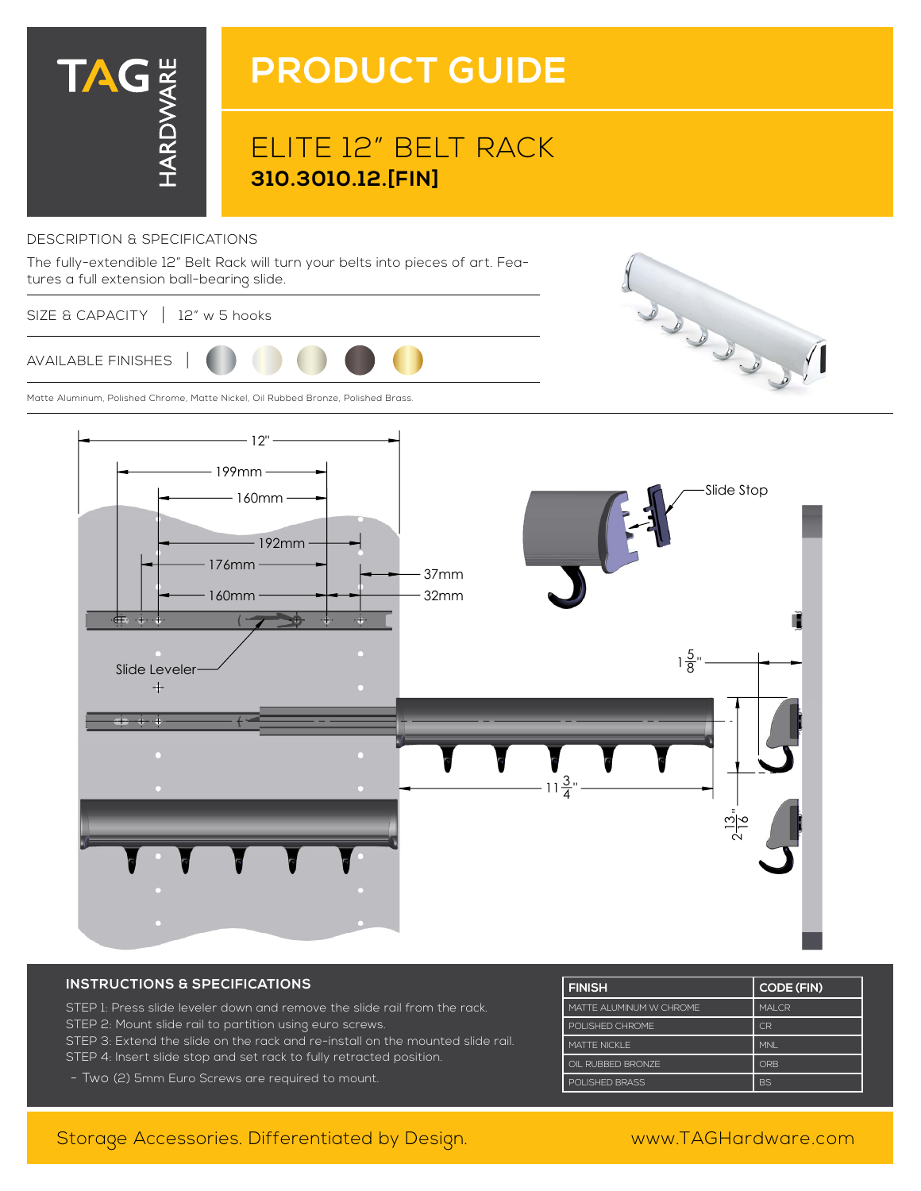TAG HARDWARE

# PRODUCT GUIDE

## ELITE 12" BELT RACK
**310.3010.12.[FIN]**

DESCRIPTION & SPECIFICATIONS

The fully-extendible 12" Belt Rack will turn your belts into pieces of art. Features a full extension ball-bearing slide.

SIZE & CAPACITY | 12" w 5 hooks

AVAILABLE FINISHES |

Matte Aluminum, Polished Chrome, Matte Nickel, Oil Rubbed Bronze, Polished Brass.

12" · 199mm · 160mm · 192mm · 176mm · 160mm · 37mm · 32mm · Slide Stop · Slide Leveler · $1\frac{5}{8}$" · $11\frac{3}{4}$" · $2\frac{13}{16}$"

### INSTRUCTIONS & SPECIFICATIONS

STEP 1: Press slide leveler down and remove the slide rail from the rack.
STEP 2: Mount slide rail to partition using euro screws.
STEP 3: Extend the slide on the rack and re-install on the mounted slide rail.
STEP 4: Insert slide stop and set rack to fully retracted position.

- Two (2) 5mm Euro Screws are required to mount.

| FINISH | CODE (FIN) |
| --- | --- |
| MATTE ALUMINUM W CHROME | MALCR |
| POLISHED CHROME | CR |
| MATTE NICKEL | MNL |
| OIL RUBBED BRONZE | ORB |
| POLISHED BRASS | BS |

Storage Accessories. Differentiated by Design. www.TAGHardware.com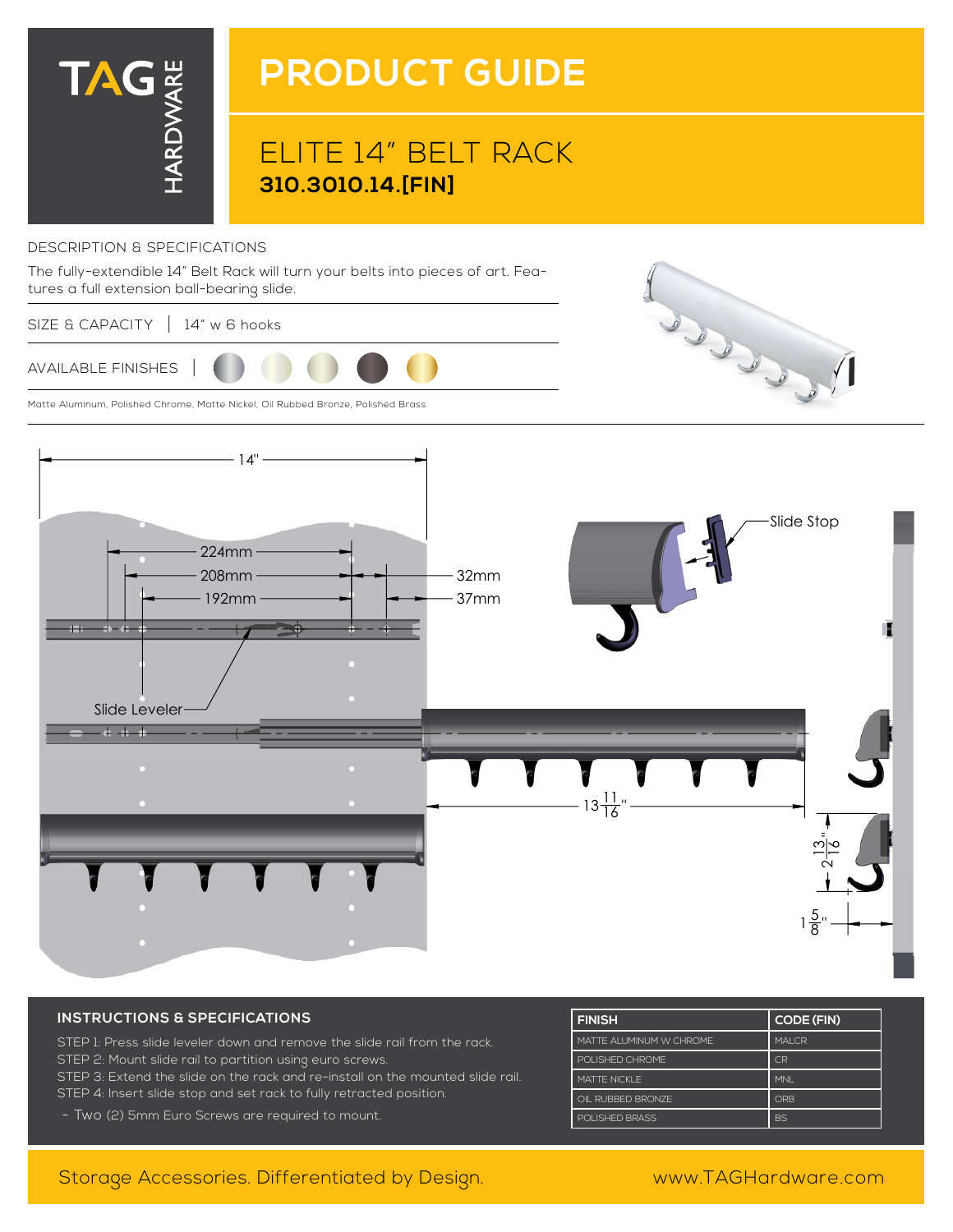TAG HARDWARE

# PRODUCT GUIDE

## ELITE 14" BELT RACK
**310.3010.14.[FIN]**

DESCRIPTION & SPECIFICATIONS

The fully-extendible 14" Belt Rack will turn your belts into pieces of art. Features a full extension ball-bearing slide.

SIZE & CAPACITY | 14" w 6 hooks

AVAILABLE FINISHES |

Matte Aluminum, Polished Chrome, Matte Nickel, Oil Rubbed Bronze, Polished Brass.

14"

224mm

208mm

192mm

32mm

37mm

Slide Leveler

Slide Stop

$13\frac{11}{16}$"

$2\frac{13}{16}$"

$1\frac{5}{8}$"

### INSTRUCTIONS & SPECIFICATIONS

STEP 1: Press slide leveler down and remove the slide rail from the rack.
STEP 2: Mount slide rail to partition using euro screws.
STEP 3: Extend the slide on the rack and re-install on the mounted slide rail.
STEP 4: Insert slide stop and set rack to fully retracted position.

- Two (2) 5mm Euro Screws are required to mount.

| FINISH | CODE (FIN) |
|---|---|
| MATTE ALUMINUM W CHROME | MALCR |
| POLISHED CHROME | CR |
| MATTE NICKLE | MNL |
| OIL RUBBED BRONZE | ORB |
| POLISHED BRASS | BS |

Storage Accessories. Differentiated by Design.

www.TAGHardware.com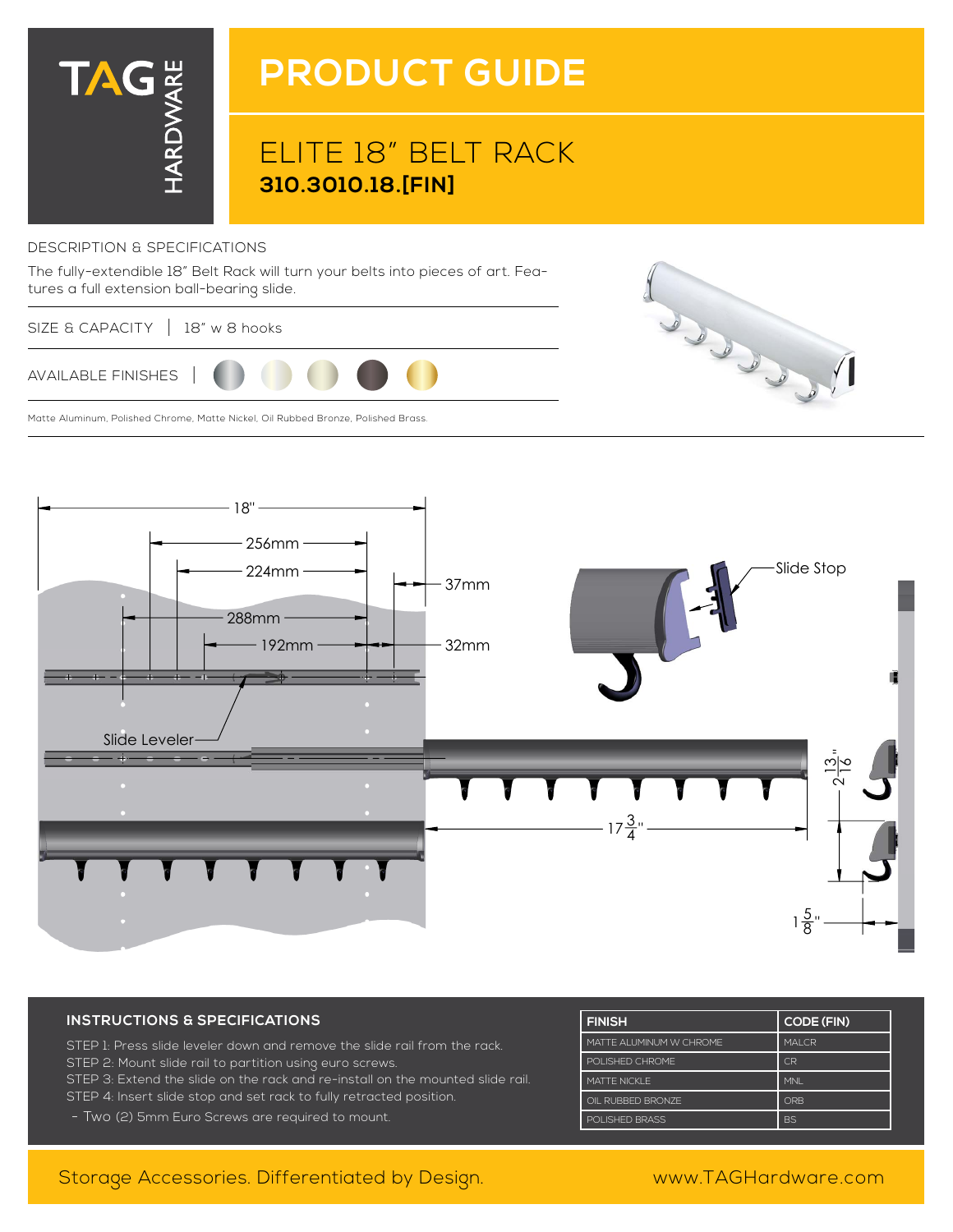TAG HARDWARE

# PRODUCT GUIDE

## ELITE 18" BELT RACK

**310.3010.18.[FIN]**

DESCRIPTION & SPECIFICATIONS

The fully-extendible 18" Belt Rack will turn your belts into pieces of art. Features a full extension ball-bearing slide.

SIZE & CAPACITY | 18" w 8 hooks

AVAILABLE FINISHES |

Matte Aluminum, Polished Chrome, Matte Nickel, Oil Rubbed Bronze, Polished Brass.

18"
256mm
224mm
37mm
288mm
192mm
32mm
Slide Leveler
Slide Stop
$17\frac{3}{4}$"
$2\frac{13}{16}$"
$1\frac{5}{8}$"

### INSTRUCTIONS & SPECIFICATIONS

STEP 1: Press slide leveler down and remove the slide rail from the rack.
STEP 2: Mount slide rail to partition using euro screws.
STEP 3: Extend the slide on the rack and re-install on the mounted slide rail.
STEP 4: Insert slide stop and set rack to fully retracted position.
- Two (2) 5mm Euro Screws are required to mount.

| FINISH | CODE (FIN) |
|---|---|
| MATTE ALUMINUM W CHROME | MALCR |
| POLISHED CHROME | CR |
| MATTE NICKLE | MNL |
| OIL RUBBED BRONZE | ORB |
| POLISHED BRASS | BS |

Storage Accessories. Differentiated by Design.

www.TAGHardware.com